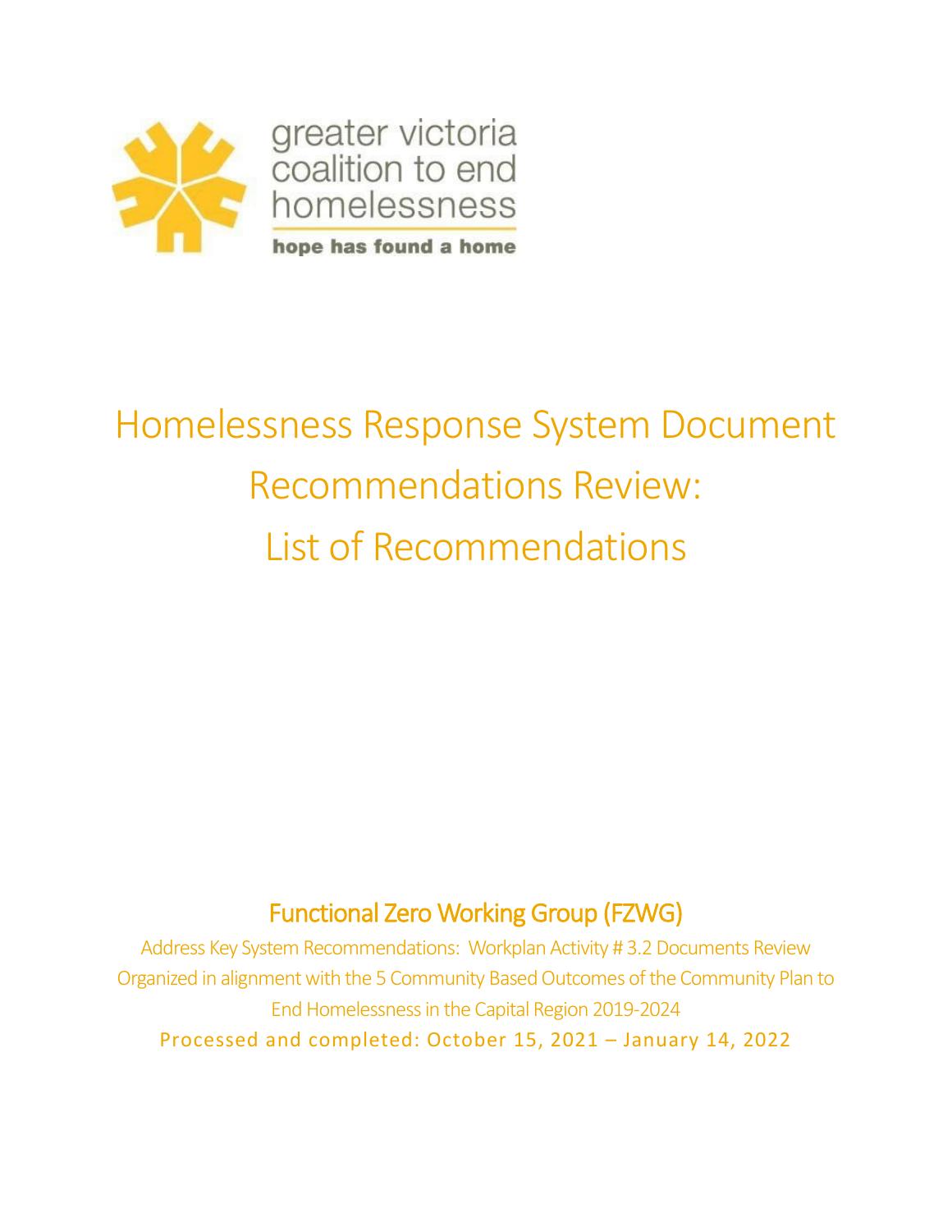greater victoria coalition to end homelessness

**hope has found a home**

# Homelessness Response System Document Recommendations Review: List of Recommendations

## Functional Zero Working Group (FZWG)

Address Key System Recommendations: Workplan Activity # 3.2 Documents Review
Organized in alignment with the 5 Community Based Outcomes of the Community Plan to End Homelessness in the Capital Region 2019-2024

Processed and completed: October 15, 2021 – January 14, 2022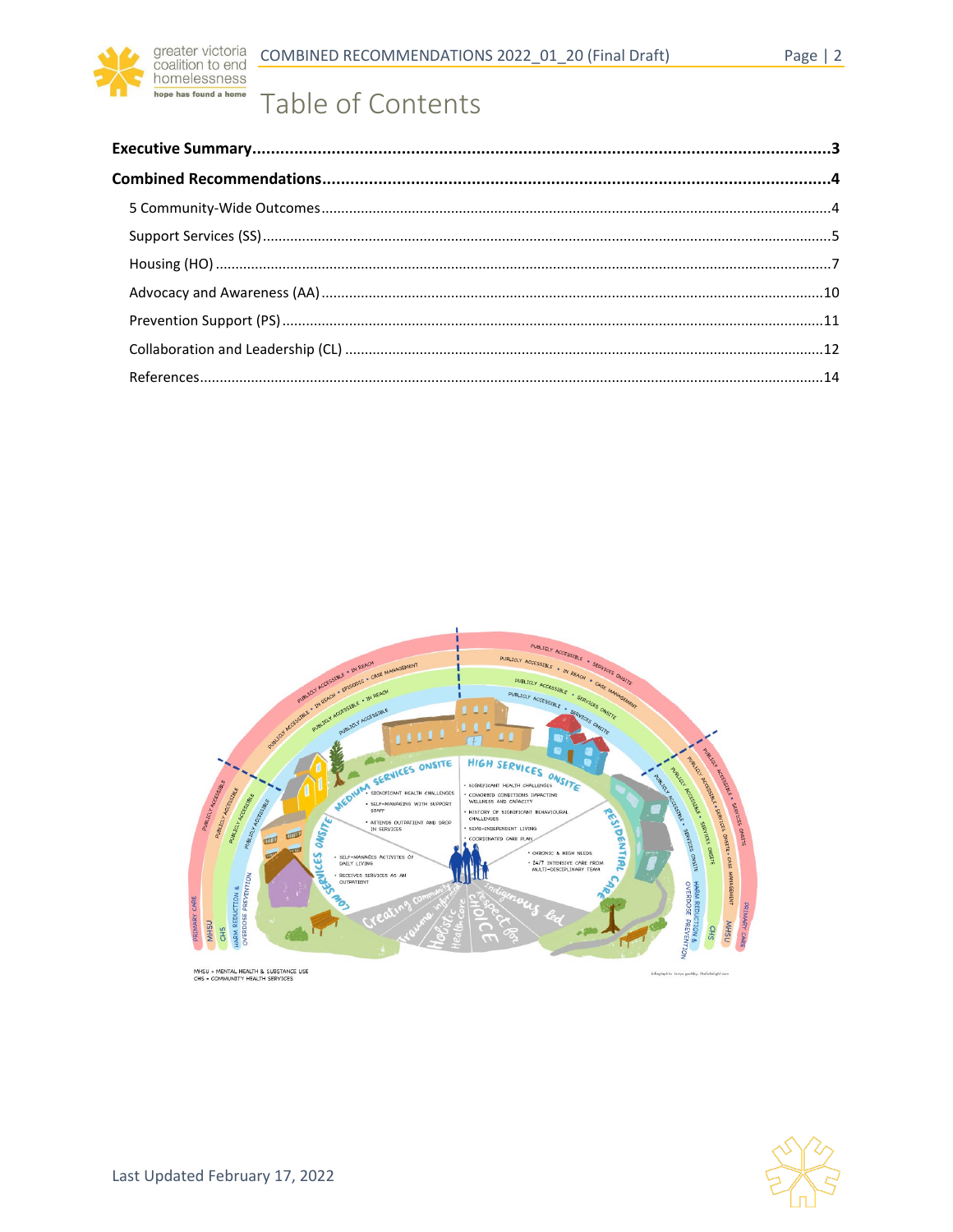# Table of Contents

**Executive Summary** .......... **3**

**Combined Recommendations** .......... **4**

- 5 Community-Wide Outcomes .......... 4
- Support Services (SS) .......... 5
- Housing (HO) .......... 7
- Advocacy and Awareness (AA) .......... 10
- Prevention Support (PS) .......... 11
- Collaboration and Leadership (CL) .......... 12
- References .......... 14

MHSU = MENTAL HEALTH & SUBSTANCE USE
CHS = COMMUNITY HEALTH SERVICES

Last Updated February 17, 2022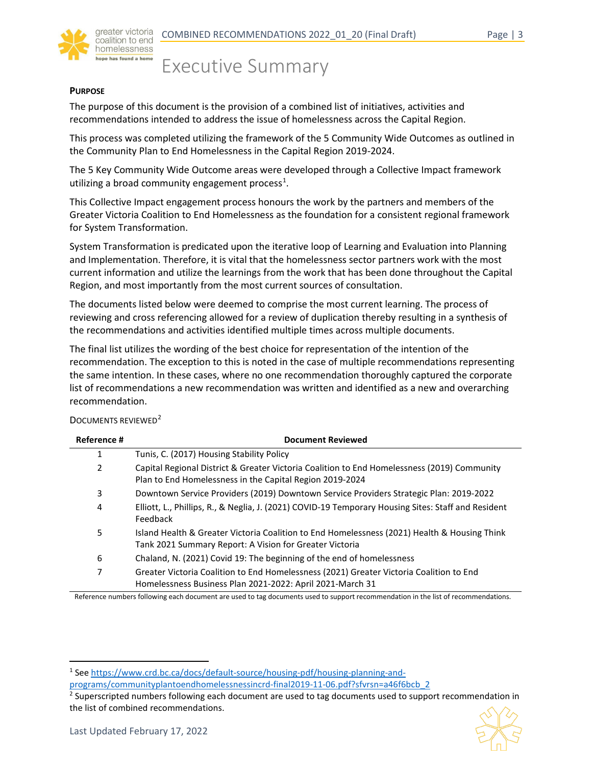# Executive Summary

**PURPOSE**

The purpose of this document is the provision of a combined list of initiatives, activities and recommendations intended to address the issue of homelessness across the Capital Region.

This process was completed utilizing the framework of the 5 Community Wide Outcomes as outlined in the Community Plan to End Homelessness in the Capital Region 2019-2024.

The 5 Key Community Wide Outcome areas were developed through a Collective Impact framework utilizing a broad community engagement process[1].

This Collective Impact engagement process honours the work by the partners and members of the Greater Victoria Coalition to End Homelessness as the foundation for a consistent regional framework for System Transformation.

System Transformation is predicated upon the iterative loop of Learning and Evaluation into Planning and Implementation. Therefore, it is vital that the homelessness sector partners work with the most current information and utilize the learnings from the work that has been done throughout the Capital Region, and most importantly from the most current sources of consultation.

The documents listed below were deemed to comprise the most current learning. The process of reviewing and cross referencing allowed for a review of duplication thereby resulting in a synthesis of the recommendations and activities identified multiple times across multiple documents.

The final list utilizes the wording of the best choice for representation of the intention of the recommendation. The exception to this is noted in the case of multiple recommendations representing the same intention. In these cases, where no one recommendation thoroughly captured the corporate list of recommendations a new recommendation was written and identified as a new and overarching recommendation.

DOCUMENTS REVIEWED[2]

| Reference # | Document Reviewed |
|---|---|
| 1 | Tunis, C. (2017) Housing Stability Policy |
| 2 | Capital Regional District & Greater Victoria Coalition to End Homelessness (2019) Community Plan to End Homelessness in the Capital Region 2019-2024 |
| 3 | Downtown Service Providers (2019) Downtown Service Providers Strategic Plan: 2019-2022 |
| 4 | Elliott, L., Phillips, R., & Neglia, J. (2021) COVID-19 Temporary Housing Sites: Staff and Resident Feedback |
| 5 | Island Health & Greater Victoria Coalition to End Homelessness (2021) Health & Housing Think Tank 2021 Summary Report: A Vision for Greater Victoria |
| 6 | Chaland, N. (2021) Covid 19: The beginning of the end of homelessness |
| 7 | Greater Victoria Coalition to End Homelessness (2021) Greater Victoria Coalition to End Homelessness Business Plan 2021-2022: April 2021-March 31 |

Reference numbers following each document are used to tag documents used to support recommendation in the list of recommendations.

[1] See https://www.crd.bc.ca/docs/default-source/housing-pdf/housing-planning-and-programs/communityplantoendhomelessnessincrd-final2019-11-06.pdf?sfvrsn=a46f6bcb_2

[2] Superscripted numbers following each document are used to tag documents used to support recommendation in the list of combined recommendations.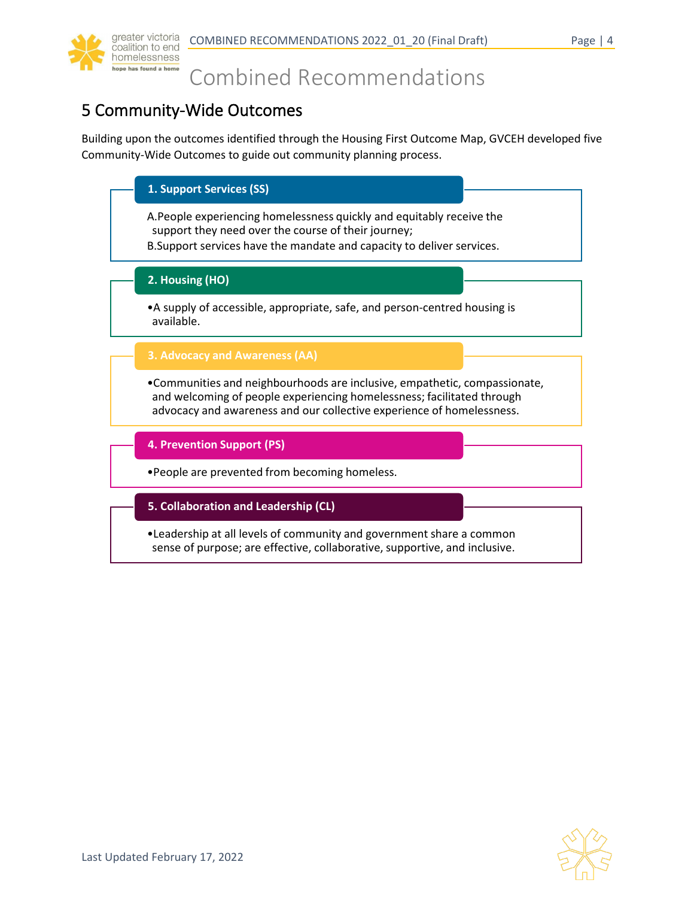# Combined Recommendations

## 5 Community-Wide Outcomes

Building upon the outcomes identified through the Housing First Outcome Map, GVCEH developed five Community-Wide Outcomes to guide out community planning process.

### 1. Support Services (SS)

A. People experiencing homelessness quickly and equitably receive the support they need over the course of their journey;
B. Support services have the mandate and capacity to deliver services.

### 2. Housing (HO)

- A supply of accessible, appropriate, safe, and person-centred housing is available.

### 3. Advocacy and Awareness (AA)

- Communities and neighbourhoods are inclusive, empathetic, compassionate, and welcoming of people experiencing homelessness; facilitated through advocacy and awareness and our collective experience of homelessness.

### 4. Prevention Support (PS)

- People are prevented from becoming homeless.

### 5. Collaboration and Leadership (CL)

- Leadership at all levels of community and government share a common sense of purpose; are effective, collaborative, supportive, and inclusive.

Last Updated February 17, 2022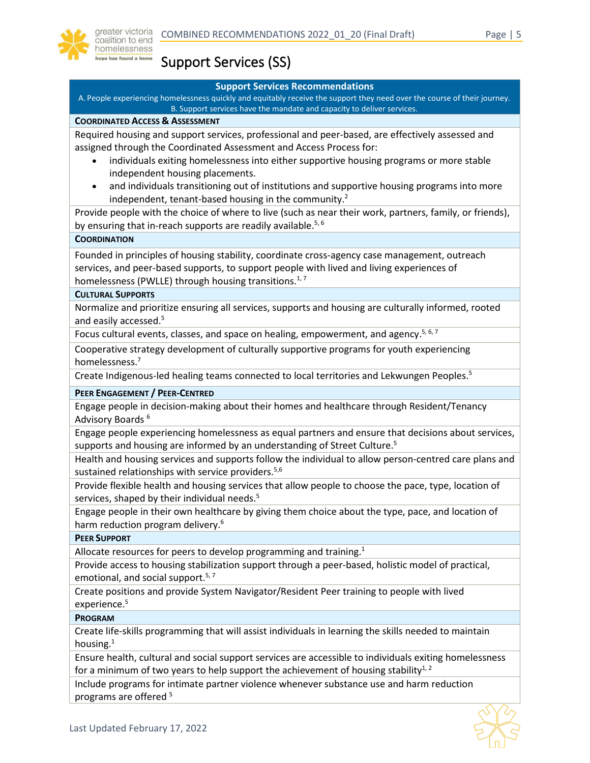# Support Services (SS)

| Support Services Recommendations<br>A. People experiencing homelessness quickly and equitably receive the support they need over the course of their journey.<br>B. Support services have the mandate and capacity to deliver services. |
|---|
| **COORDINATED ACCESS & ASSESSMENT** |
| Required housing and support services, professional and peer-based, are effectively assessed and assigned through the Coordinated Assessment and Access Process for:<br>• individuals exiting homelessness into either supportive housing programs or more stable independent housing placements.<br>• and individuals transitioning out of institutions and supportive housing programs into more independent, tenant-based housing in the community.[2] |
| Provide people with the choice of where to live (such as near their work, partners, family, or friends), by ensuring that in-reach supports are readily available.[5, 6] |
| **COORDINATION** |
| Founded in principles of housing stability, coordinate cross-agency case management, outreach services, and peer-based supports, to support people with lived and living experiences of homelessness (PWLLE) through housing transitions.[1, 7] |
| **CULTURAL SUPPORTS** |
| Normalize and prioritize ensuring all services, supports and housing are culturally informed, rooted and easily accessed.[5] |
| Focus cultural events, classes, and space on healing, empowerment, and agency.[5, 6, 7] |
| Cooperative strategy development of culturally supportive programs for youth experiencing homelessness.[7] |
| Create Indigenous-led healing teams connected to local territories and Lekwungen Peoples.[5] |
| **PEER ENGAGEMENT / PEER-CENTRED** |
| Engage people in decision-making about their homes and healthcare through Resident/Tenancy Advisory Boards [6] |
| Engage people experiencing homelessness as equal partners and ensure that decisions about services, supports and housing are informed by an understanding of Street Culture.[5] |
| Health and housing services and supports follow the individual to allow person-centred care plans and sustained relationships with service providers.[5,6] |
| Provide flexible health and housing services that allow people to choose the pace, type, location of services, shaped by their individual needs.[5] |
| Engage people in their own healthcare by giving them choice about the type, pace, and location of harm reduction program delivery.[6] |
| **PEER SUPPORT** |
| Allocate resources for peers to develop programming and training.[1] |
| Provide access to housing stabilization support through a peer-based, holistic model of practical, emotional, and social support.[5, 7] |
| Create positions and provide System Navigator/Resident Peer training to people with lived experience.[5] |
| **PROGRAM** |
| Create life-skills programming that will assist individuals in learning the skills needed to maintain housing.[1] |
| Ensure health, cultural and social support services are accessible to individuals exiting homelessness for a minimum of two years to help support the achievement of housing stability[1, 2] |
| Include programs for intimate partner violence whenever substance use and harm reduction programs are offered [5] |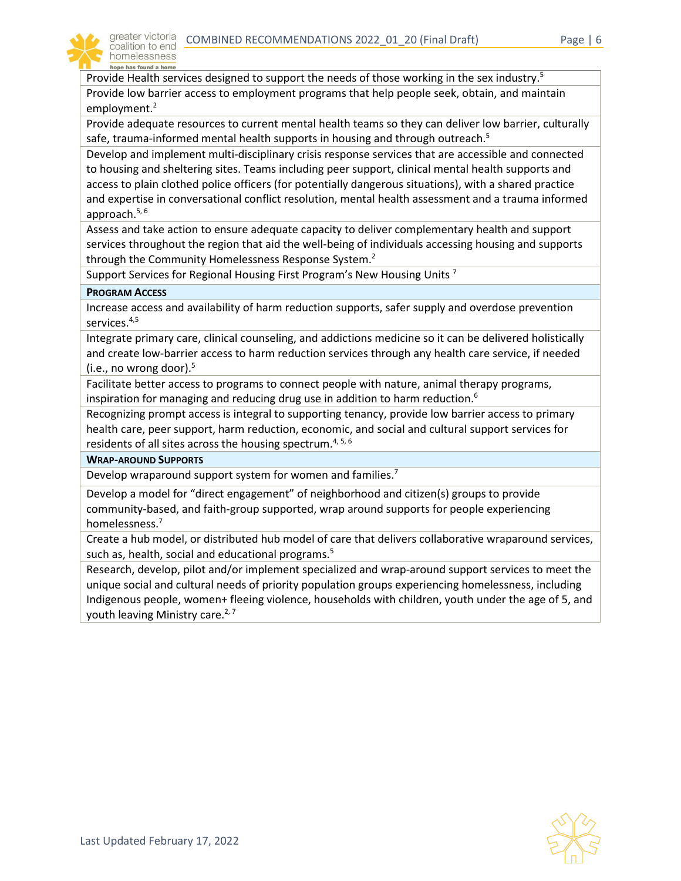| |
|---|
| Provide Health services designed to support the needs of those working in the sex industry.[5] |
| Provide low barrier access to employment programs that help people seek, obtain, and maintain employment.[2] |
| Provide adequate resources to current mental health teams so they can deliver low barrier, culturally safe, trauma-informed mental health supports in housing and through outreach.[5] |
| Develop and implement multi-disciplinary crisis response services that are accessible and connected to housing and sheltering sites. Teams including peer support, clinical mental health supports and access to plain clothed police officers (for potentially dangerous situations), with a shared practice and expertise in conversational conflict resolution, mental health assessment and a trauma informed approach.[5, 6] |
| Assess and take action to ensure adequate capacity to deliver complementary health and support services throughout the region that aid the well-being of individuals accessing housing and supports through the Community Homelessness Response System.[2] |
| Support Services for Regional Housing First Program's New Housing Units [7] |
| **PROGRAM ACCESS** |
| Increase access and availability of harm reduction supports, safer supply and overdose prevention services.[4,5] |
| Integrate primary care, clinical counseling, and addictions medicine so it can be delivered holistically and create low-barrier access to harm reduction services through any health care service, if needed (i.e., no wrong door).[5] |
| Facilitate better access to programs to connect people with nature, animal therapy programs, inspiration for managing and reducing drug use in addition to harm reduction.[6] |
| Recognizing prompt access is integral to supporting tenancy, provide low barrier access to primary health care, peer support, harm reduction, economic, and social and cultural support services for residents of all sites across the housing spectrum.[4, 5, 6] |
| **WRAP-AROUND SUPPORTS** |
| Develop wraparound support system for women and families.[7] |
| Develop a model for "direct engagement" of neighborhood and citizen(s) groups to provide community-based, and faith-group supported, wrap around supports for people experiencing homelessness.[7] |
| Create a hub model, or distributed hub model of care that delivers collaborative wraparound services, such as, health, social and educational programs.[5] |
| Research, develop, pilot and/or implement specialized and wrap-around support services to meet the unique social and cultural needs of priority population groups experiencing homelessness, including Indigenous people, women+ fleeing violence, households with children, youth under the age of 5, and youth leaving Ministry care.[2, 7] |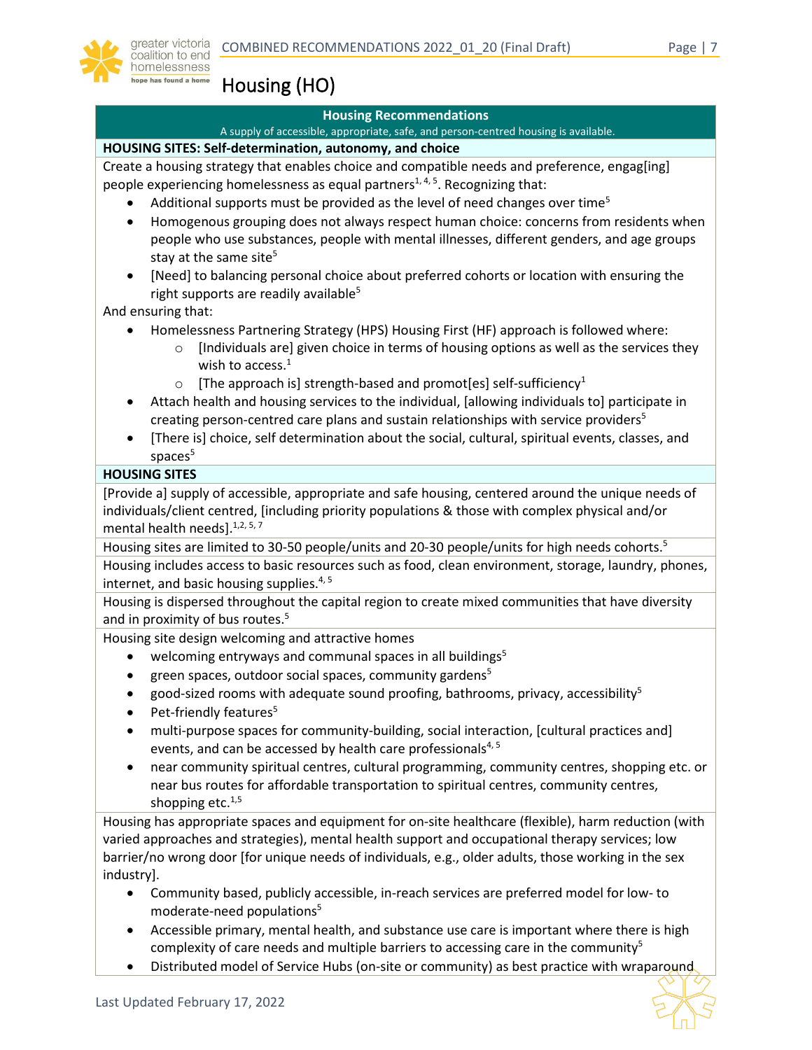# Housing (HO)

**Housing Recommendations**

A supply of accessible, appropriate, safe, and person-centred housing is available.

**HOUSING SITES: Self-determination, autonomy, and choice**

Create a housing strategy that enables choice and compatible needs and preference, engag[ing] people experiencing homelessness as equal partners[1, 4, 5]. Recognizing that:

- Additional supports must be provided as the level of need changes over time[5]
- Homogenous grouping does not always respect human choice: concerns from residents when people who use substances, people with mental illnesses, different genders, and age groups stay at the same site[5]
- [Need] to balancing personal choice about preferred cohorts or location with ensuring the right supports are readily available[5]

And ensuring that:

- Homelessness Partnering Strategy (HPS) Housing First (HF) approach is followed where:
  - [Individuals are] given choice in terms of housing options as well as the services they wish to access.[1]
  - [The approach is] strength-based and promot[es] self-sufficiency[1]
- Attach health and housing services to the individual, [allowing individuals to] participate in creating person-centred care plans and sustain relationships with service providers[5]
- [There is] choice, self determination about the social, cultural, spiritual events, classes, and spaces[5]

**HOUSING SITES**

[Provide a] supply of accessible, appropriate and safe housing, centered around the unique needs of individuals/client centred, [including priority populations & those with complex physical and/or mental health needs].[1,2, 5, 7]

Housing sites are limited to 30-50 people/units and 20-30 people/units for high needs cohorts.[5]

Housing includes access to basic resources such as food, clean environment, storage, laundry, phones, internet, and basic housing supplies.[4, 5]

Housing is dispersed throughout the capital region to create mixed communities that have diversity and in proximity of bus routes.[5]

Housing site design welcoming and attractive homes

- welcoming entryways and communal spaces in all buildings[5]
- green spaces, outdoor social spaces, community gardens[5]
- good-sized rooms with adequate sound proofing, bathrooms, privacy, accessibility[5]
- Pet-friendly features[5]
- multi-purpose spaces for community-building, social interaction, [cultural practices and] events, and can be accessed by health care professionals[4, 5]
- near community spiritual centres, cultural programming, community centres, shopping etc. or near bus routes for affordable transportation to spiritual centres, community centres, shopping etc.[1,5]

Housing has appropriate spaces and equipment for on-site healthcare (flexible), harm reduction (with varied approaches and strategies), mental health support and occupational therapy services; low barrier/no wrong door [for unique needs of individuals, e.g., older adults, those working in the sex industry].

- Community based, publicly accessible, in-reach services are preferred model for low- to moderate-need populations[5]
- Accessible primary, mental health, and substance use care is important where there is high complexity of care needs and multiple barriers to accessing care in the community[5]
- Distributed model of Service Hubs (on-site or community) as best practice with wraparound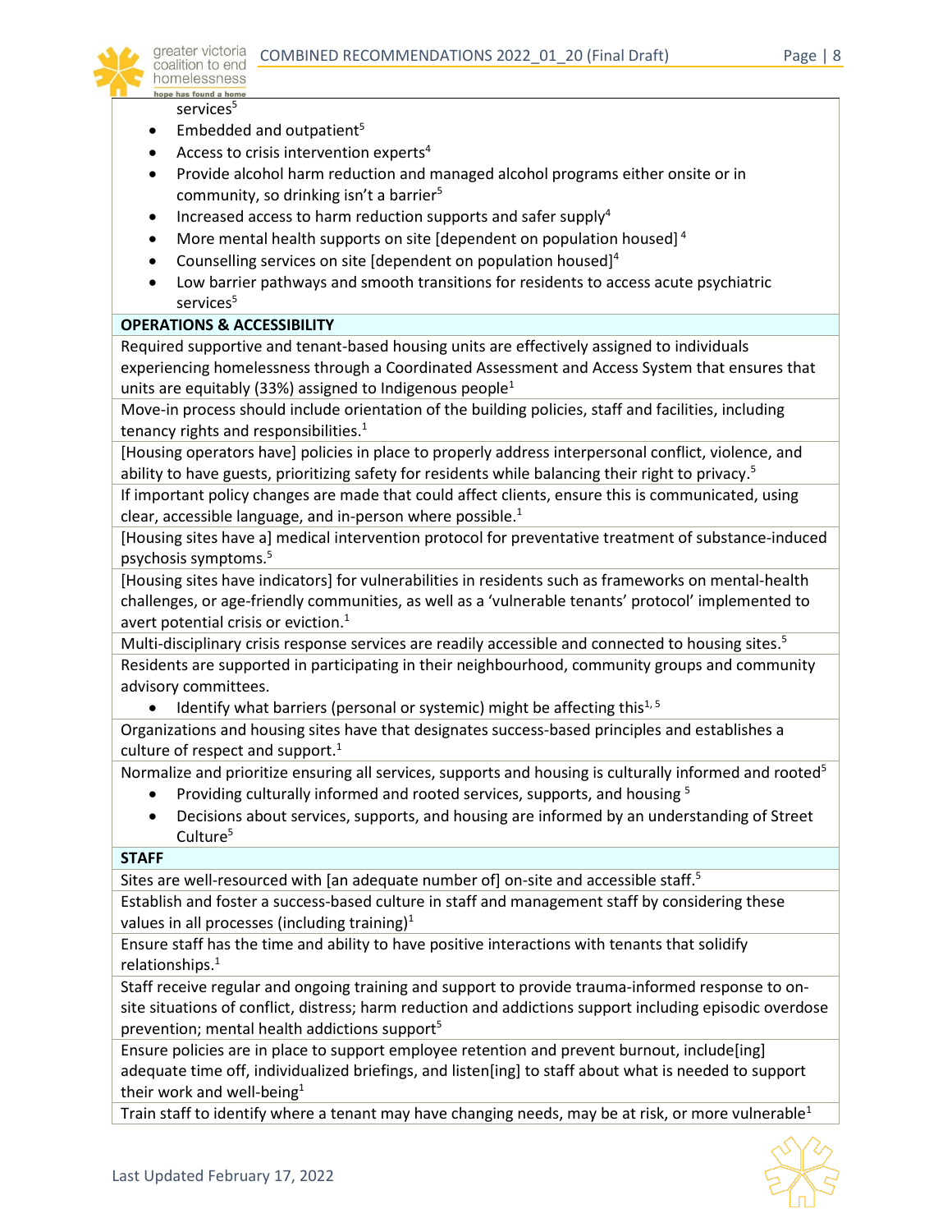services[5]

- Embedded and outpatient[5]
- Access to crisis intervention experts[4]
- Provide alcohol harm reduction and managed alcohol programs either onsite or in community, so drinking isn't a barrier[5]
- Increased access to harm reduction supports and safer supply[4]
- More mental health supports on site [dependent on population housed] [4]
- Counselling services on site [dependent on population housed][4]
- Low barrier pathways and smooth transitions for residents to access acute psychiatric services[5]

| **OPERATIONS & ACCESSIBILITY** |
|---|
| Required supportive and tenant-based housing units are effectively assigned to individuals experiencing homelessness through a Coordinated Assessment and Access System that ensures that units are equitably (33%) assigned to Indigenous people[1] |
| Move-in process should include orientation of the building policies, staff and facilities, including tenancy rights and responsibilities.[1] |
| [Housing operators have] policies in place to properly address interpersonal conflict, violence, and ability to have guests, prioritizing safety for residents while balancing their right to privacy.[5] |
| If important policy changes are made that could affect clients, ensure this is communicated, using clear, accessible language, and in-person where possible.[1] |
| [Housing sites have a] medical intervention protocol for preventative treatment of substance-induced psychosis symptoms.[5] |
| [Housing sites have indicators] for vulnerabilities in residents such as frameworks on mental-health challenges, or age-friendly communities, as well as a 'vulnerable tenants' protocol' implemented to avert potential crisis or eviction.[1] |
| Multi-disciplinary crisis response services are readily accessible and connected to housing sites.[5] |
| Residents are supported in participating in their neighbourhood, community groups and community advisory committees. <br>• Identify what barriers (personal or systemic) might be affecting this[1, 5] |
| Organizations and housing sites have that designates success-based principles and establishes a culture of respect and support.[1] |
| Normalize and prioritize ensuring all services, supports and housing is culturally informed and rooted[5] <br>• Providing culturally informed and rooted services, supports, and housing [5] <br>• Decisions about services, supports, and housing are informed by an understanding of Street Culture[5] |
| **STAFF** |
| Sites are well-resourced with [an adequate number of] on-site and accessible staff.[5] |
| Establish and foster a success-based culture in staff and management staff by considering these values in all processes (including training)[1] |
| Ensure staff has the time and ability to have positive interactions with tenants that solidify relationships.[1] |
| Staff receive regular and ongoing training and support to provide trauma-informed response to on-site situations of conflict, distress; harm reduction and addictions support including episodic overdose prevention; mental health addictions support[5] |
| Ensure policies are in place to support employee retention and prevent burnout, include[ing] adequate time off, individualized briefings, and listen[ing] to staff about what is needed to support their work and well-being[1] |
| Train staff to identify where a tenant may have changing needs, may be at risk, or more vulnerable[1] |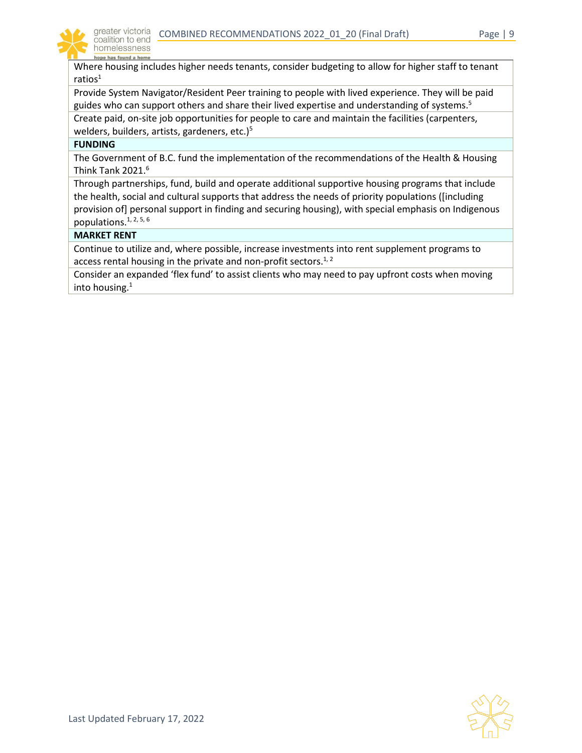| Where housing includes higher needs tenants, consider budgeting to allow for higher staff to tenant ratios[1] |
|---|
| Provide System Navigator/Resident Peer training to people with lived experience. They will be paid guides who can support others and share their lived expertise and understanding of systems.[5] |
| Create paid, on-site job opportunities for people to care and maintain the facilities (carpenters, welders, builders, artists, gardeners, etc.)[5] |
| **FUNDING** |
| The Government of B.C. fund the implementation of the recommendations of the Health & Housing Think Tank 2021.[6] |
| Through partnerships, fund, build and operate additional supportive housing programs that include the health, social and cultural supports that address the needs of priority populations ([including provision of] personal support in finding and securing housing), with special emphasis on Indigenous populations.[1, 2, 5, 6] |
| **MARKET RENT** |
| Continue to utilize and, where possible, increase investments into rent supplement programs to access rental housing in the private and non-profit sectors.[1, 2] |
| Consider an expanded 'flex fund' to assist clients who may need to pay upfront costs when moving into housing.[1] |

Last Updated February 17, 2022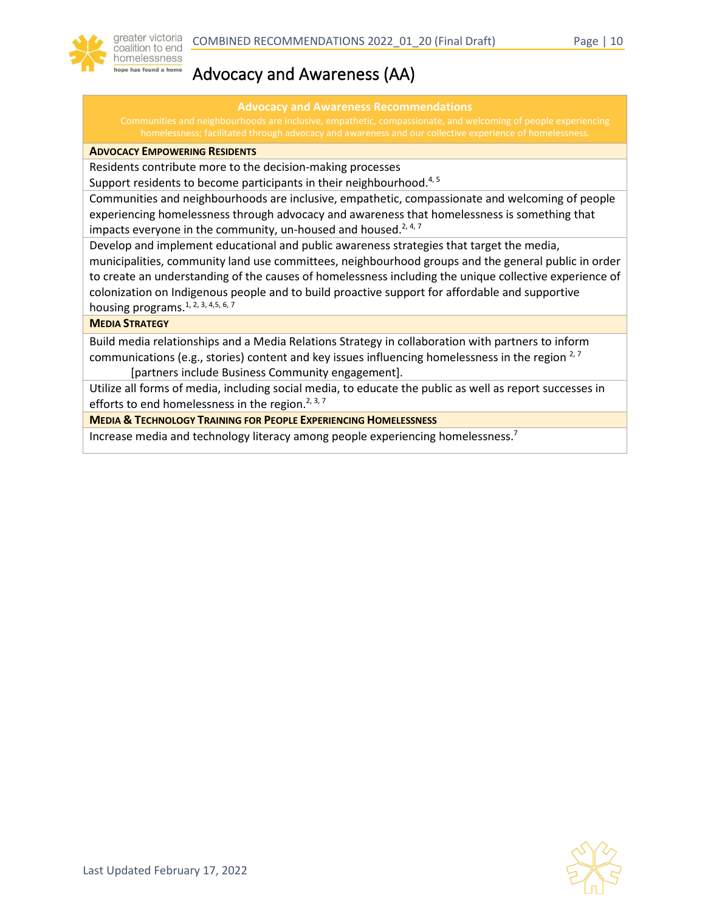# Advocacy and Awareness (AA)

| Advocacy and Awareness Recommendations<br>Communities and neighbourhoods are inclusive, empathetic, compassionate, and welcoming of people experiencing homelessness; facilitated through advocacy and awareness and our collective experience of homelessness. |
|---|
| **ADVOCACY EMPOWERING RESIDENTS** |
| Residents contribute more to the decision-making processes<br>Support residents to become participants in their neighbourhood.[4, 5] |
| Communities and neighbourhoods are inclusive, empathetic, compassionate and welcoming of people experiencing homelessness through advocacy and awareness that homelessness is something that impacts everyone in the community, un-housed and housed.[2, 4, 7] |
| Develop and implement educational and public awareness strategies that target the media, municipalities, community land use committees, neighbourhood groups and the general public in order to create an understanding of the causes of homelessness including the unique collective experience of colonization on Indigenous people and to build proactive support for affordable and supportive housing programs.[1, 2, 3, 4,5, 6, 7] |
| **MEDIA STRATEGY** |
| Build media relationships and a Media Relations Strategy in collaboration with partners to inform communications (e.g., stories) content and key issues influencing homelessness in the region [2, 7]<br>[partners include Business Community engagement]. |
| Utilize all forms of media, including social media, to educate the public as well as report successes in efforts to end homelessness in the region.[2, 3, 7] |
| **MEDIA & TECHNOLOGY TRAINING FOR PEOPLE EXPERIENCING HOMELESSNESS** |
| Increase media and technology literacy among people experiencing homelessness.[7] |

Last Updated February 17, 2022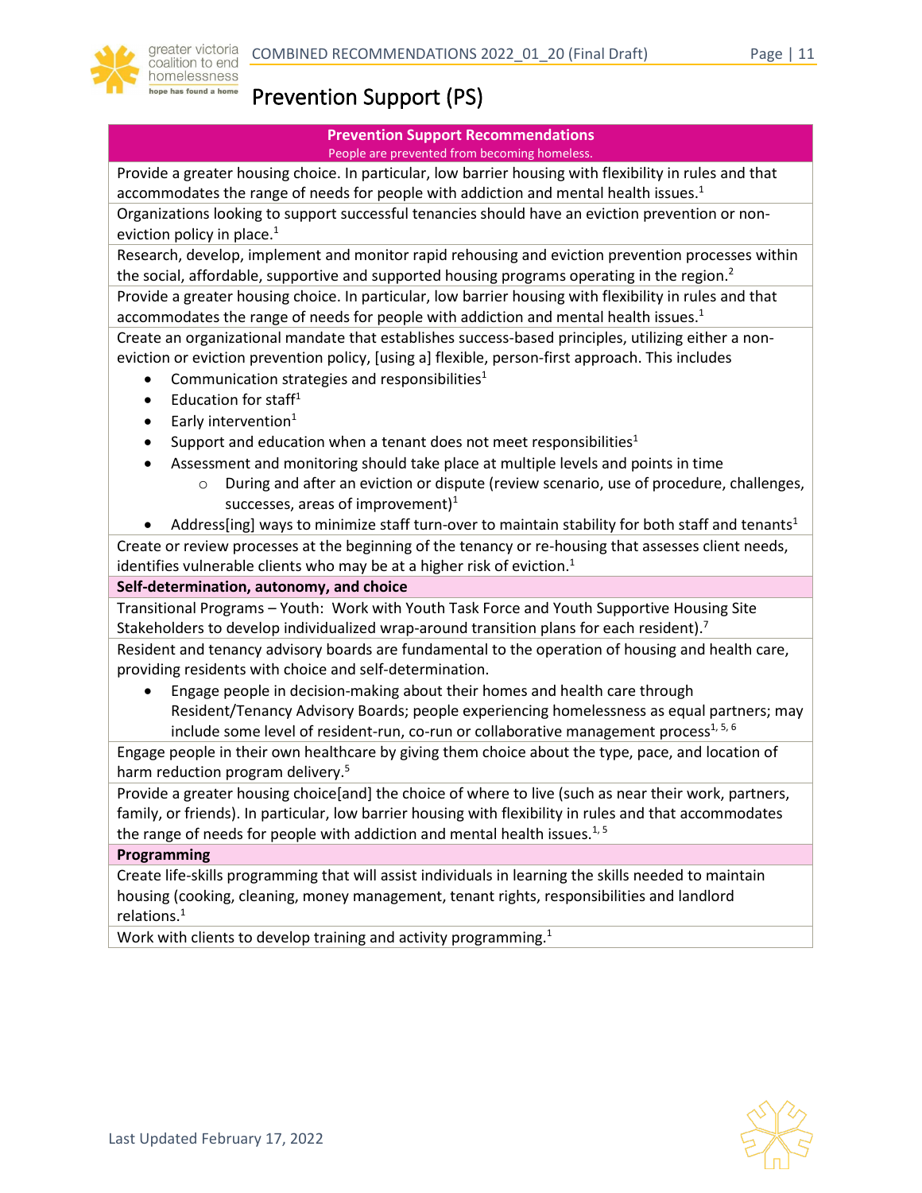# Prevention Support (PS)

| **Prevention Support Recommendations**<br>People are prevented from becoming homeless. |
|---|
| Provide a greater housing choice. In particular, low barrier housing with flexibility in rules and that accommodates the range of needs for people with addiction and mental health issues.[1] |
| Organizations looking to support successful tenancies should have an eviction prevention or non-eviction policy in place.[1] |
| Research, develop, implement and monitor rapid rehousing and eviction prevention processes within the social, affordable, supportive and supported housing programs operating in the region.[2] |
| Provide a greater housing choice. In particular, low barrier housing with flexibility in rules and that accommodates the range of needs for people with addiction and mental health issues.[1] |
| Create an organizational mandate that establishes success-based principles, utilizing either a non-eviction or eviction prevention policy, [using a] flexible, person-first approach. This includes<br>• Communication strategies and responsibilities[1]<br>• Education for staff[1]<br>• Early intervention[1]<br>• Support and education when a tenant does not meet responsibilities[1]<br>• Assessment and monitoring should take place at multiple levels and points in time<br>&nbsp;&nbsp;&nbsp;&nbsp;○ During and after an eviction or dispute (review scenario, use of procedure, challenges, successes, areas of improvement)[1]<br>• Address[ing] ways to minimize staff turn-over to maintain stability for both staff and tenants[1] |
| Create or review processes at the beginning of the tenancy or re-housing that assesses client needs, identifies vulnerable clients who may be at a higher risk of eviction.[1] |
| **Self-determination, autonomy, and choice** |
| Transitional Programs – Youth: Work with Youth Task Force and Youth Supportive Housing Site Stakeholders to develop individualized wrap-around transition plans for each resident).[7] |
| Resident and tenancy advisory boards are fundamental to the operation of housing and health care, providing residents with choice and self-determination.<br>• Engage people in decision-making about their homes and health care through Resident/Tenancy Advisory Boards; people experiencing homelessness as equal partners; may include some level of resident-run, co-run or collaborative management process[1, 5, 6] |
| Engage people in their own healthcare by giving them choice about the type, pace, and location of harm reduction program delivery.[5] |
| Provide a greater housing choice[and] the choice of where to live (such as near their work, partners, family, or friends). In particular, low barrier housing with flexibility in rules and that accommodates the range of needs for people with addiction and mental health issues.[1, 5] |
| **Programming** |
| Create life-skills programming that will assist individuals in learning the skills needed to maintain housing (cooking, cleaning, money management, tenant rights, responsibilities and landlord relations.[1] |
| Work with clients to develop training and activity programming.[1] |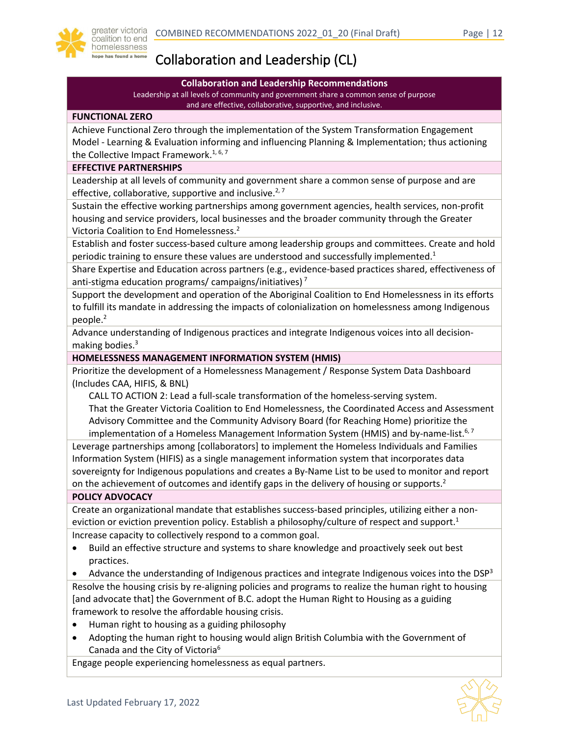# Collaboration and Leadership (CL)

| **Collaboration and Leadership Recommendations**<br>Leadership at all levels of community and government share a common sense of purpose and are effective, collaborative, supportive, and inclusive. |
|---|
| **FUNCTIONAL ZERO** |
| Achieve Functional Zero through the implementation of the System Transformation Engagement Model - Learning & Evaluation informing and influencing Planning & Implementation; thus actioning the Collective Impact Framework.[1, 6, 7] |
| **EFFECTIVE PARTNERSHIPS** |
| Leadership at all levels of community and government share a common sense of purpose and are effective, collaborative, supportive and inclusive.[2, 7] |
| Sustain the effective working partnerships among government agencies, health services, non-profit housing and service providers, local businesses and the broader community through the Greater Victoria Coalition to End Homelessness.[2] |
| Establish and foster success-based culture among leadership groups and committees. Create and hold periodic training to ensure these values are understood and successfully implemented.[1] |
| Share Expertise and Education across partners (e.g., evidence-based practices shared, effectiveness of anti-stigma education programs/ campaigns/initiatives)[7] |
| Support the development and operation of the Aboriginal Coalition to End Homelessness in its efforts to fulfill its mandate in addressing the impacts of colonialization on homelessness among Indigenous people.[2] |
| Advance understanding of Indigenous practices and integrate Indigenous voices into all decision-making bodies.[3] |
| **HOMELESSNESS MANAGEMENT INFORMATION SYSTEM (HMIS)** |
| Prioritize the development of a Homelessness Management / Response System Data Dashboard (Includes CAA, HIFIS, & BNL)<br>CALL TO ACTION 2: Lead a full-scale transformation of the homeless-serving system.<br>That the Greater Victoria Coalition to End Homelessness, the Coordinated Access and Assessment Advisory Committee and the Community Advisory Board (for Reaching Home) prioritize the implementation of a Homeless Management Information System (HMIS) and by-name-list.[6, 7] |
| Leverage partnerships among [collaborators] to implement the Homeless Individuals and Families Information System (HIFIS) as a single management information system that incorporates data sovereignty for Indigenous populations and creates a By-Name List to be used to monitor and report on the achievement of outcomes and identify gaps in the delivery of housing or supports.[2] |
| **POLICY ADVOCACY** |
| Create an organizational mandate that establishes success-based principles, utilizing either a non-eviction or eviction prevention policy. Establish a philosophy/culture of respect and support.[1] |
| Increase capacity to collectively respond to a common goal.<br>• Build an effective structure and systems to share knowledge and proactively seek out best practices.<br>• Advance the understanding of Indigenous practices and integrate Indigenous voices into the DSP[3] |
| Resolve the housing crisis by re-aligning policies and programs to realize the human right to housing [and advocate that] the Government of B.C. adopt the Human Right to Housing as a guiding framework to resolve the affordable housing crisis.<br>• Human right to housing as a guiding philosophy<br>• Adopting the human right to housing would align British Columbia with the Government of Canada and the City of Victoria[6] |
| Engage people experiencing homelessness as equal partners. |

Last Updated February 17, 2022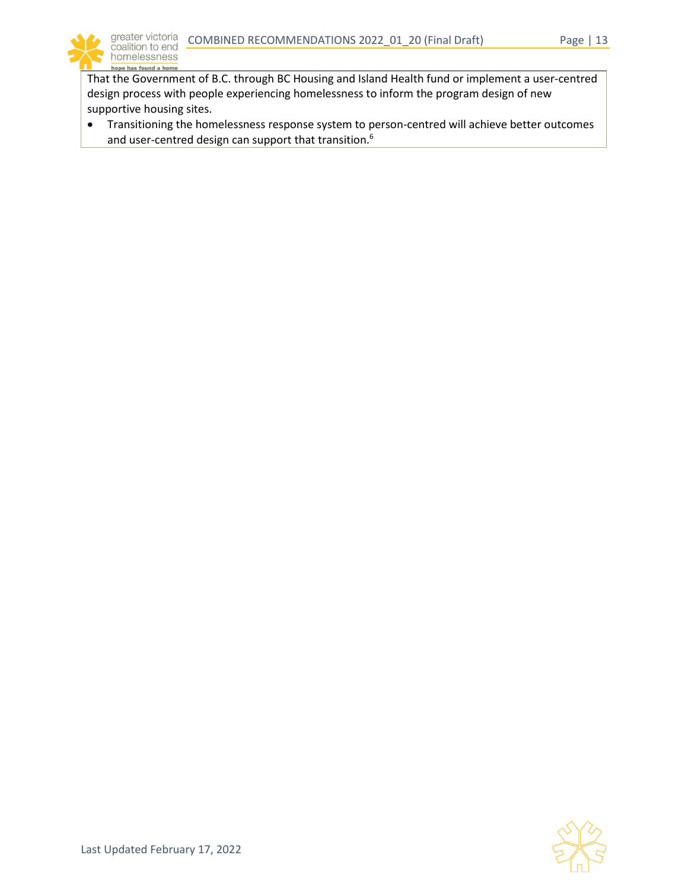That the Government of B.C. through BC Housing and Island Health fund or implement a user-centred design process with people experiencing homelessness to inform the program design of new supportive housing sites.

- Transitioning the homelessness response system to person-centred will achieve better outcomes and user-centred design can support that transition.[6]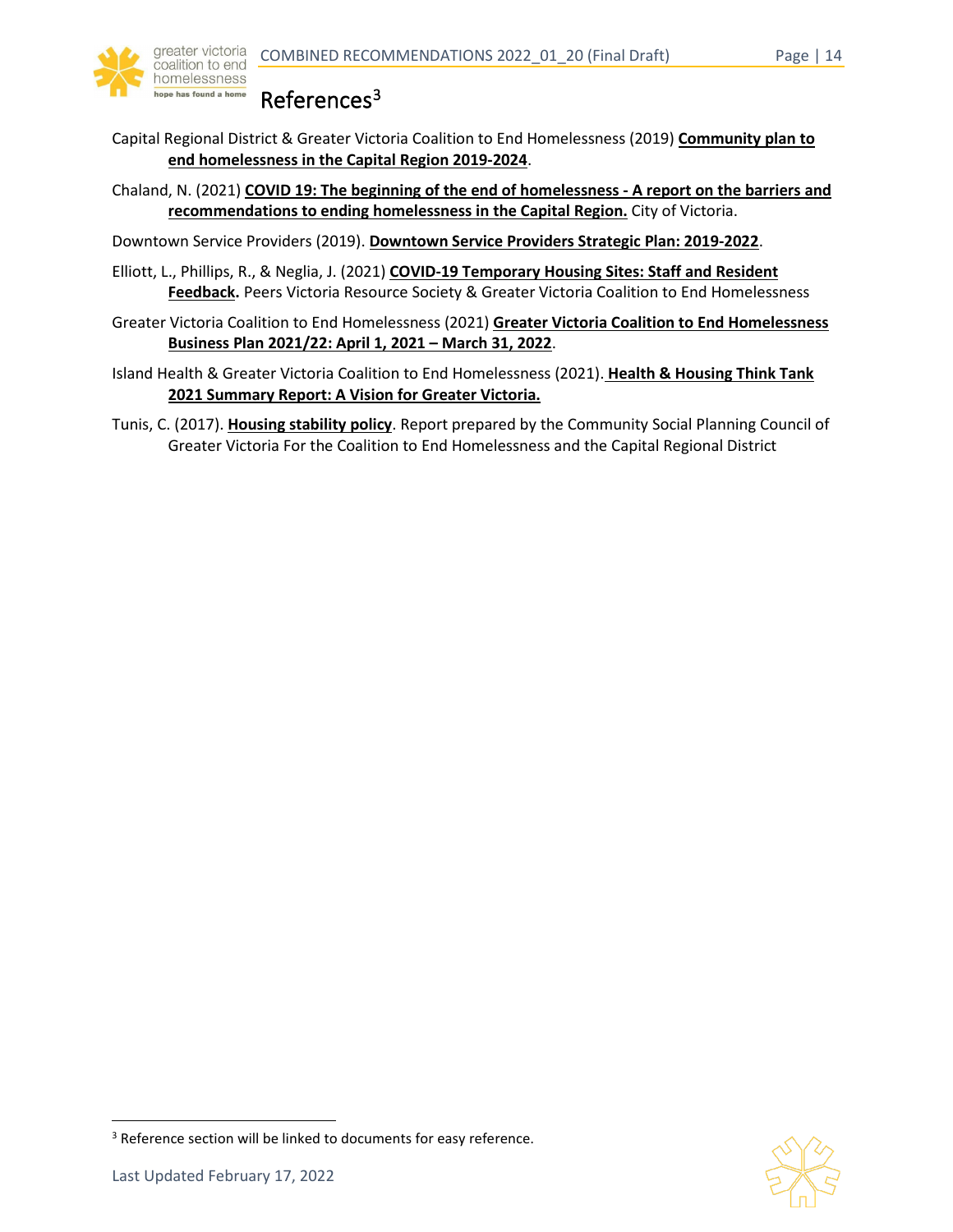# References[3]

Capital Regional District & Greater Victoria Coalition to End Homelessness (2019) **Community plan to end homelessness in the Capital Region 2019-2024**.

Chaland, N. (2021) **COVID 19: The beginning of the end of homelessness - A report on the barriers and recommendations to ending homelessness in the Capital Region.** City of Victoria.

Downtown Service Providers (2019). **Downtown Service Providers Strategic Plan: 2019-2022**.

Elliott, L., Phillips, R., & Neglia, J. (2021) **COVID-19 Temporary Housing Sites: Staff and Resident Feedback.** Peers Victoria Resource Society & Greater Victoria Coalition to End Homelessness

Greater Victoria Coalition to End Homelessness (2021) **Greater Victoria Coalition to End Homelessness Business Plan 2021/22: April 1, 2021 – March 31, 2022**.

Island Health & Greater Victoria Coalition to End Homelessness (2021). **Health & Housing Think Tank 2021 Summary Report: A Vision for Greater Victoria.**

Tunis, C. (2017). **Housing stability policy**. Report prepared by the Community Social Planning Council of Greater Victoria For the Coalition to End Homelessness and the Capital Regional District

[3] Reference section will be linked to documents for easy reference.